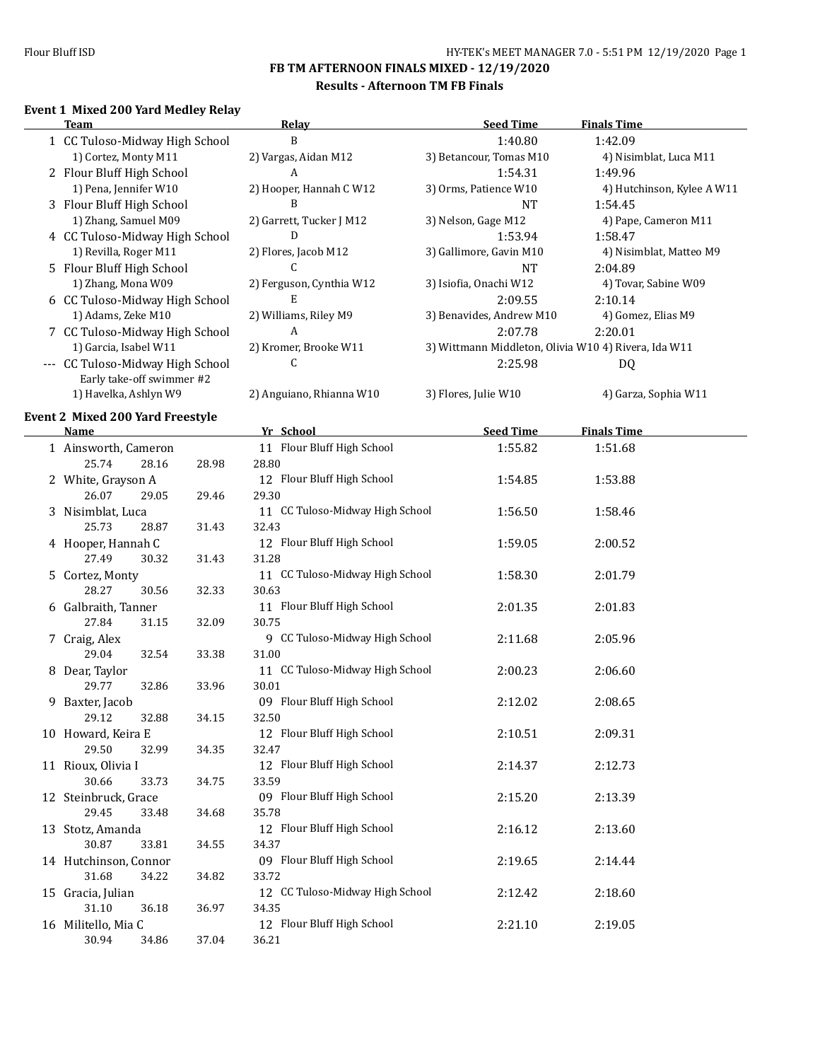# FB TM AFTERNOON FINALS MIXED - 12/19/2020

## Results - Afternoon TM FB Finals

### Event 1 Mixed 200 Yard Medley Relay

| | Team | Relay | Seed Time | Finals Time |
|---|---|---|---|---|
| 1 | CC Tuloso-Midway High School | B | 1:40.80 | 1:42.09 |
| | 1) Cortez, Monty M11 | 2) Vargas, Aidan M12 | 3) Betancour, Tomas M10 | 4) Nisimblat, Luca M11 |
| 2 | Flour Bluff High School | A | 1:54.31 | 1:49.96 |
| | 1) Pena, Jennifer W10 | 2) Hooper, Hannah C W12 | 3) Orms, Patience W10 | 4) Hutchinson, Kylee A W11 |
| 3 | Flour Bluff High School | B | NT | 1:54.45 |
| | 1) Zhang, Samuel M09 | 2) Garrett, Tucker J M12 | 3) Nelson, Gage M12 | 4) Pape, Cameron M11 |
| 4 | CC Tuloso-Midway High School | D | 1:53.94 | 1:58.47 |
| | 1) Revilla, Roger M11 | 2) Flores, Jacob M12 | 3) Gallimore, Gavin M10 | 4) Nisimblat, Matteo M9 |
| 5 | Flour Bluff High School | C | NT | 2:04.89 |
| | 1) Zhang, Mona W09 | 2) Ferguson, Cynthia W12 | 3) Isiofia, Onachi W12 | 4) Tovar, Sabine W09 |
| 6 | CC Tuloso-Midway High School | E | 2:09.55 | 2:10.14 |
| | 1) Adams, Zeke M10 | 2) Williams, Riley M9 | 3) Benavides, Andrew M10 | 4) Gomez, Elias M9 |
| 7 | CC Tuloso-Midway High School | A | 2:07.78 | 2:20.01 |
| | 1) Garcia, Isabel W11 | 2) Kromer, Brooke W11 | 3) Wittmann Middleton, Olivia W10 | 4) Rivera, Ida W11 |
| --- | CC Tuloso-Midway High School | C | 2:25.98 | DQ |
| | Early take-off swimmer #2 | | | |
| | 1) Havelka, Ashlyn W9 | 2) Anguiano, Rhianna W10 | 3) Flores, Julie W10 | 4) Garza, Sophia W11 |

### Event 2 Mixed 200 Yard Freestyle

| | Name | Yr | School | Seed Time | Finals Time |
|---|---|---|---|---|---|
| 1 | Ainsworth, Cameron | 11 | Flour Bluff High School | 1:55.82 | 1:51.68 |
| | 25.74 28.16 28.98 28.80 | | | | |
| 2 | White, Grayson A | 12 | Flour Bluff High School | 1:54.85 | 1:53.88 |
| | 26.07 29.05 29.46 29.30 | | | | |
| 3 | Nisimblat, Luca | 11 | CC Tuloso-Midway High School | 1:56.50 | 1:58.46 |
| | 25.73 28.87 31.43 32.43 | | | | |
| 4 | Hooper, Hannah C | 12 | Flour Bluff High School | 1:59.05 | 2:00.52 |
| | 27.49 30.32 31.43 31.28 | | | | |
| 5 | Cortez, Monty | 11 | CC Tuloso-Midway High School | 1:58.30 | 2:01.79 |
| | 28.27 30.56 32.33 30.63 | | | | |
| 6 | Galbraith, Tanner | 11 | Flour Bluff High School | 2:01.35 | 2:01.83 |
| | 27.84 31.15 32.09 30.75 | | | | |
| 7 | Craig, Alex | 9 | CC Tuloso-Midway High School | 2:11.68 | 2:05.96 |
| | 29.04 32.54 33.38 31.00 | | | | |
| 8 | Dear, Taylor | 11 | CC Tuloso-Midway High School | 2:00.23 | 2:06.60 |
| | 29.77 32.86 33.96 30.01 | | | | |
| 9 | Baxter, Jacob | 09 | Flour Bluff High School | 2:12.02 | 2:08.65 |
| | 29.12 32.88 34.15 32.50 | | | | |
| 10 | Howard, Keira E | 12 | Flour Bluff High School | 2:10.51 | 2:09.31 |
| | 29.50 32.99 34.35 32.47 | | | | |
| 11 | Rioux, Olivia I | 12 | Flour Bluff High School | 2:14.37 | 2:12.73 |
| | 30.66 33.73 34.75 33.59 | | | | |
| 12 | Steinbruck, Grace | 09 | Flour Bluff High School | 2:15.20 | 2:13.39 |
| | 29.45 33.48 34.68 35.78 | | | | |
| 13 | Stotz, Amanda | 12 | Flour Bluff High School | 2:16.12 | 2:13.60 |
| | 30.87 33.81 34.55 34.37 | | | | |
| 14 | Hutchinson, Connor | 09 | Flour Bluff High School | 2:19.65 | 2:14.44 |
| | 31.68 34.22 34.82 33.72 | | | | |
| 15 | Gracia, Julian | 12 | CC Tuloso-Midway High School | 2:12.42 | 2:18.60 |
| | 31.10 36.18 36.97 34.35 | | | | |
| 16 | Militello, Mia C | 12 | Flour Bluff High School | 2:21.10 | 2:19.05 |
| | 30.94 34.86 37.04 36.21 | | | | |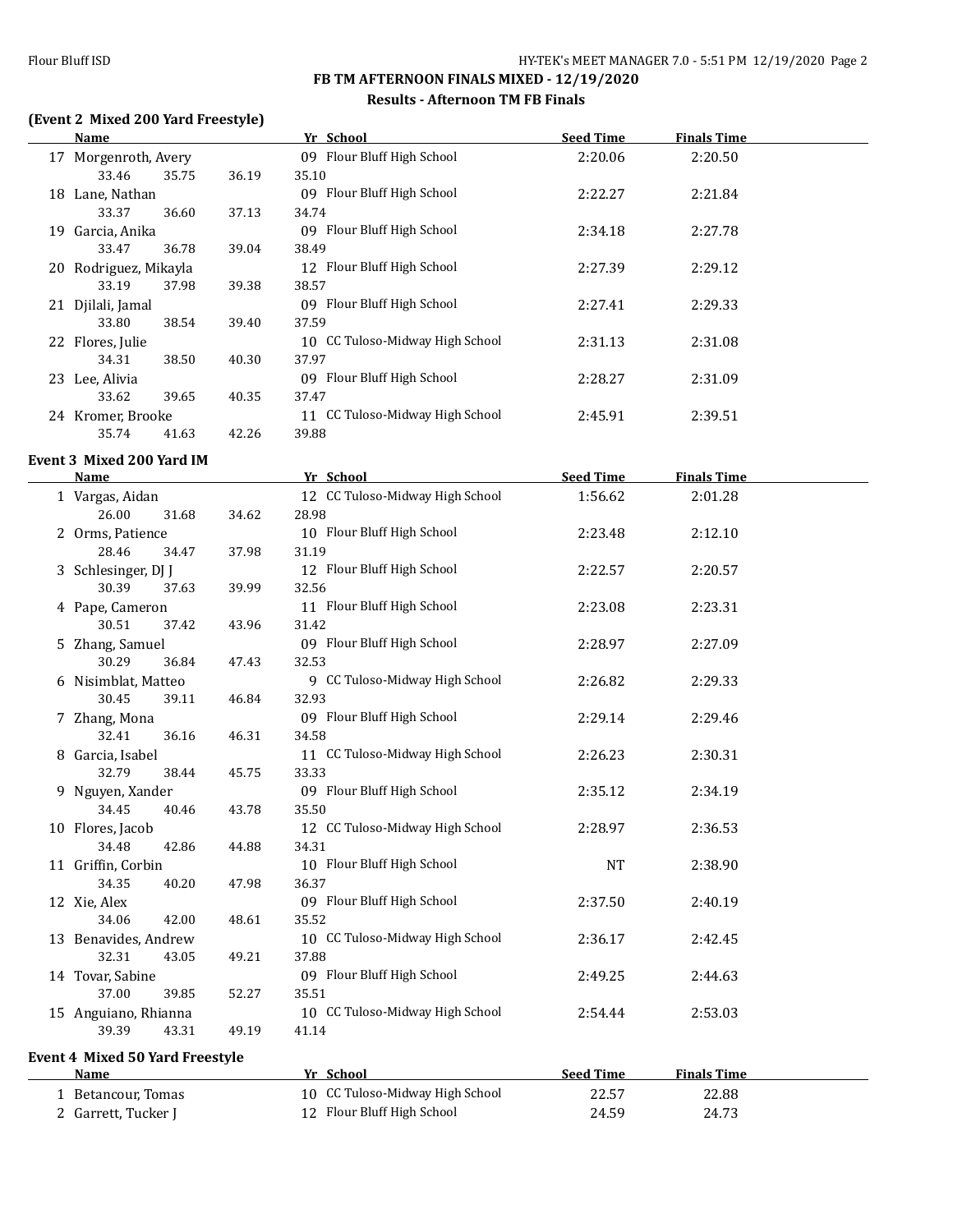## FB TM AFTERNOON FINALS MIXED - 12/19/2020

### Results - Afternoon TM FB Finals

### (Event 2 Mixed 200 Yard Freestyle)

| | Name | Yr | School | Seed Time | Finals Time |
|---|---|---|---|---|---|
| 17 | Morgenroth, Avery | 09 | Flour Bluff High School | 2:20.06 | 2:20.50 |
| | 33.46 35.75 36.19 35.10 | | | | |
| 18 | Lane, Nathan | 09 | Flour Bluff High School | 2:22.27 | 2:21.84 |
| | 33.37 36.60 37.13 34.74 | | | | |
| 19 | Garcia, Anika | 09 | Flour Bluff High School | 2:34.18 | 2:27.78 |
| | 33.47 36.78 39.04 38.49 | | | | |
| 20 | Rodriguez, Mikayla | 12 | Flour Bluff High School | 2:27.39 | 2:29.12 |
| | 33.19 37.98 39.38 38.57 | | | | |
| 21 | Djilali, Jamal | 09 | Flour Bluff High School | 2:27.41 | 2:29.33 |
| | 33.80 38.54 39.40 37.59 | | | | |
| 22 | Flores, Julie | 10 | CC Tuloso-Midway High School | 2:31.13 | 2:31.08 |
| | 34.31 38.50 40.30 37.97 | | | | |
| 23 | Lee, Alivia | 09 | Flour Bluff High School | 2:28.27 | 2:31.09 |
| | 33.62 39.65 40.35 37.47 | | | | |
| 24 | Kromer, Brooke | 11 | CC Tuloso-Midway High School | 2:45.91 | 2:39.51 |
| | 35.74 41.63 42.26 39.88 | | | | |

### Event 3 Mixed 200 Yard IM

| | Name | Yr | School | Seed Time | Finals Time |
|---|---|---|---|---|---|
| 1 | Vargas, Aidan | 12 | CC Tuloso-Midway High School | 1:56.62 | 2:01.28 |
| | 26.00 31.68 34.62 28.98 | | | | |
| 2 | Orms, Patience | 10 | Flour Bluff High School | 2:23.48 | 2:12.10 |
| | 28.46 34.47 37.98 31.19 | | | | |
| 3 | Schlesinger, DJ J | 12 | Flour Bluff High School | 2:22.57 | 2:20.57 |
| | 30.39 37.63 39.99 32.56 | | | | |
| 4 | Pape, Cameron | 11 | Flour Bluff High School | 2:23.08 | 2:23.31 |
| | 30.51 37.42 43.96 31.42 | | | | |
| 5 | Zhang, Samuel | 09 | Flour Bluff High School | 2:28.97 | 2:27.09 |
| | 30.29 36.84 47.43 32.53 | | | | |
| 6 | Nisimblat, Matteo | 9 | CC Tuloso-Midway High School | 2:26.82 | 2:29.33 |
| | 30.45 39.11 46.84 32.93 | | | | |
| 7 | Zhang, Mona | 09 | Flour Bluff High School | 2:29.14 | 2:29.46 |
| | 32.41 36.16 46.31 34.58 | | | | |
| 8 | Garcia, Isabel | 11 | CC Tuloso-Midway High School | 2:26.23 | 2:30.31 |
| | 32.79 38.44 45.75 33.33 | | | | |
| 9 | Nguyen, Xander | 09 | Flour Bluff High School | 2:35.12 | 2:34.19 |
| | 34.45 40.46 43.78 35.50 | | | | |
| 10 | Flores, Jacob | 12 | CC Tuloso-Midway High School | 2:28.97 | 2:36.53 |
| | 34.48 42.86 44.88 34.31 | | | | |
| 11 | Griffin, Corbin | 10 | Flour Bluff High School | NT | 2:38.90 |
| | 34.35 40.20 47.98 36.37 | | | | |
| 12 | Xie, Alex | 09 | Flour Bluff High School | 2:37.50 | 2:40.19 |
| | 34.06 42.00 48.61 35.52 | | | | |
| 13 | Benavides, Andrew | 10 | CC Tuloso-Midway High School | 2:36.17 | 2:42.45 |
| | 32.31 43.05 49.21 37.88 | | | | |
| 14 | Tovar, Sabine | 09 | Flour Bluff High School | 2:49.25 | 2:44.63 |
| | 37.00 39.85 52.27 35.51 | | | | |
| 15 | Anguiano, Rhianna | 10 | CC Tuloso-Midway High School | 2:54.44 | 2:53.03 |
| | 39.39 43.31 49.19 41.14 | | | | |

### Event 4 Mixed 50 Yard Freestyle

| | Name | Yr | School | Seed Time | Finals Time |
|---|---|---|---|---|---|
| 1 | Betancour, Tomas | 10 | CC Tuloso-Midway High School | 22.57 | 22.88 |
| 2 | Garrett, Tucker J | 12 | Flour Bluff High School | 24.59 | 24.73 |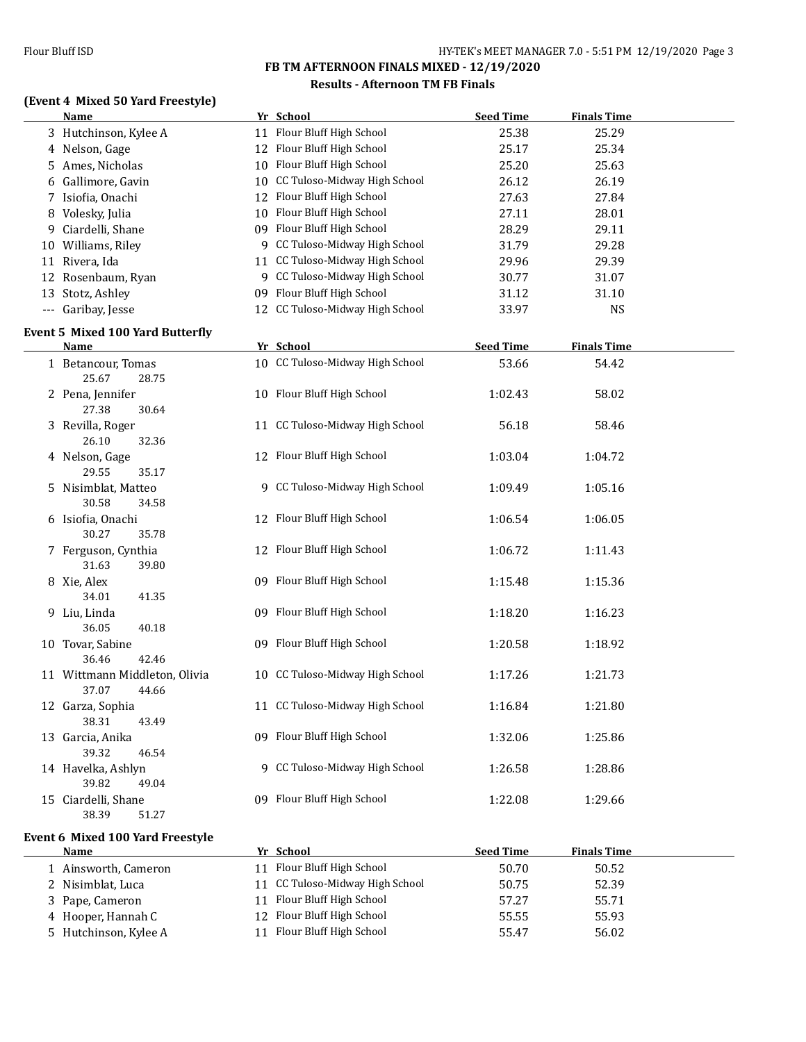## FB TM AFTERNOON FINALS MIXED - 12/19/2020

### Results - Afternoon TM FB Finals

**(Event 4 Mixed 50 Yard Freestyle)**

| | Name | Yr | School | Seed Time | Finals Time |
|---|---|---|---|---|---|
| 3 | Hutchinson, Kylee A | 11 | Flour Bluff High School | 25.38 | 25.29 |
| 4 | Nelson, Gage | 12 | Flour Bluff High School | 25.17 | 25.34 |
| 5 | Ames, Nicholas | 10 | Flour Bluff High School | 25.20 | 25.63 |
| 6 | Gallimore, Gavin | 10 | CC Tuloso-Midway High School | 26.12 | 26.19 |
| 7 | Isiofia, Onachi | 12 | Flour Bluff High School | 27.63 | 27.84 |
| 8 | Volesky, Julia | 10 | Flour Bluff High School | 27.11 | 28.01 |
| 9 | Ciardelli, Shane | 09 | Flour Bluff High School | 28.29 | 29.11 |
| 10 | Williams, Riley | 9 | CC Tuloso-Midway High School | 31.79 | 29.28 |
| 11 | Rivera, Ida | 11 | CC Tuloso-Midway High School | 29.96 | 29.39 |
| 12 | Rosenbaum, Ryan | 9 | CC Tuloso-Midway High School | 30.77 | 31.07 |
| 13 | Stotz, Ashley | 09 | Flour Bluff High School | 31.12 | 31.10 |
| --- | Garibay, Jesse | 12 | CC Tuloso-Midway High School | 33.97 | NS |

**Event 5 Mixed 100 Yard Butterfly**

| | Name | Yr | School | Seed Time | Finals Time |
|---|---|---|---|---|---|
| 1 | Betancour, Tomas | 10 | CC Tuloso-Midway High School | 53.66 | 54.42 |
| | 25.67 28.75 | | | | |
| 2 | Pena, Jennifer | 10 | Flour Bluff High School | 1:02.43 | 58.02 |
| | 27.38 30.64 | | | | |
| 3 | Revilla, Roger | 11 | CC Tuloso-Midway High School | 56.18 | 58.46 |
| | 26.10 32.36 | | | | |
| 4 | Nelson, Gage | 12 | Flour Bluff High School | 1:03.04 | 1:04.72 |
| | 29.55 35.17 | | | | |
| 5 | Nisimblat, Matteo | 9 | CC Tuloso-Midway High School | 1:09.49 | 1:05.16 |
| | 30.58 34.58 | | | | |
| 6 | Isiofia, Onachi | 12 | Flour Bluff High School | 1:06.54 | 1:06.05 |
| | 30.27 35.78 | | | | |
| 7 | Ferguson, Cynthia | 12 | Flour Bluff High School | 1:06.72 | 1:11.43 |
| | 31.63 39.80 | | | | |
| 8 | Xie, Alex | 09 | Flour Bluff High School | 1:15.48 | 1:15.36 |
| | 34.01 41.35 | | | | |
| 9 | Liu, Linda | 09 | Flour Bluff High School | 1:18.20 | 1:16.23 |
| | 36.05 40.18 | | | | |
| 10 | Tovar, Sabine | 09 | Flour Bluff High School | 1:20.58 | 1:18.92 |
| | 36.46 42.46 | | | | |
| 11 | Wittmann Middleton, Olivia | 10 | CC Tuloso-Midway High School | 1:17.26 | 1:21.73 |
| | 37.07 44.66 | | | | |
| 12 | Garza, Sophia | 11 | CC Tuloso-Midway High School | 1:16.84 | 1:21.80 |
| | 38.31 43.49 | | | | |
| 13 | Garcia, Anika | 09 | Flour Bluff High School | 1:32.06 | 1:25.86 |
| | 39.32 46.54 | | | | |
| 14 | Havelka, Ashlyn | 9 | CC Tuloso-Midway High School | 1:26.58 | 1:28.86 |
| | 39.82 49.04 | | | | |
| 15 | Ciardelli, Shane | 09 | Flour Bluff High School | 1:22.08 | 1:29.66 |
| | 38.39 51.27 | | | | |

**Event 6 Mixed 100 Yard Freestyle**

| | Name | Yr | School | Seed Time | Finals Time |
|---|---|---|---|---|---|
| 1 | Ainsworth, Cameron | 11 | Flour Bluff High School | 50.70 | 50.52 |
| 2 | Nisimblat, Luca | 11 | CC Tuloso-Midway High School | 50.75 | 52.39 |
| 3 | Pape, Cameron | 11 | Flour Bluff High School | 57.27 | 55.71 |
| 4 | Hooper, Hannah C | 12 | Flour Bluff High School | 55.55 | 55.93 |
| 5 | Hutchinson, Kylee A | 11 | Flour Bluff High School | 55.47 | 56.02 |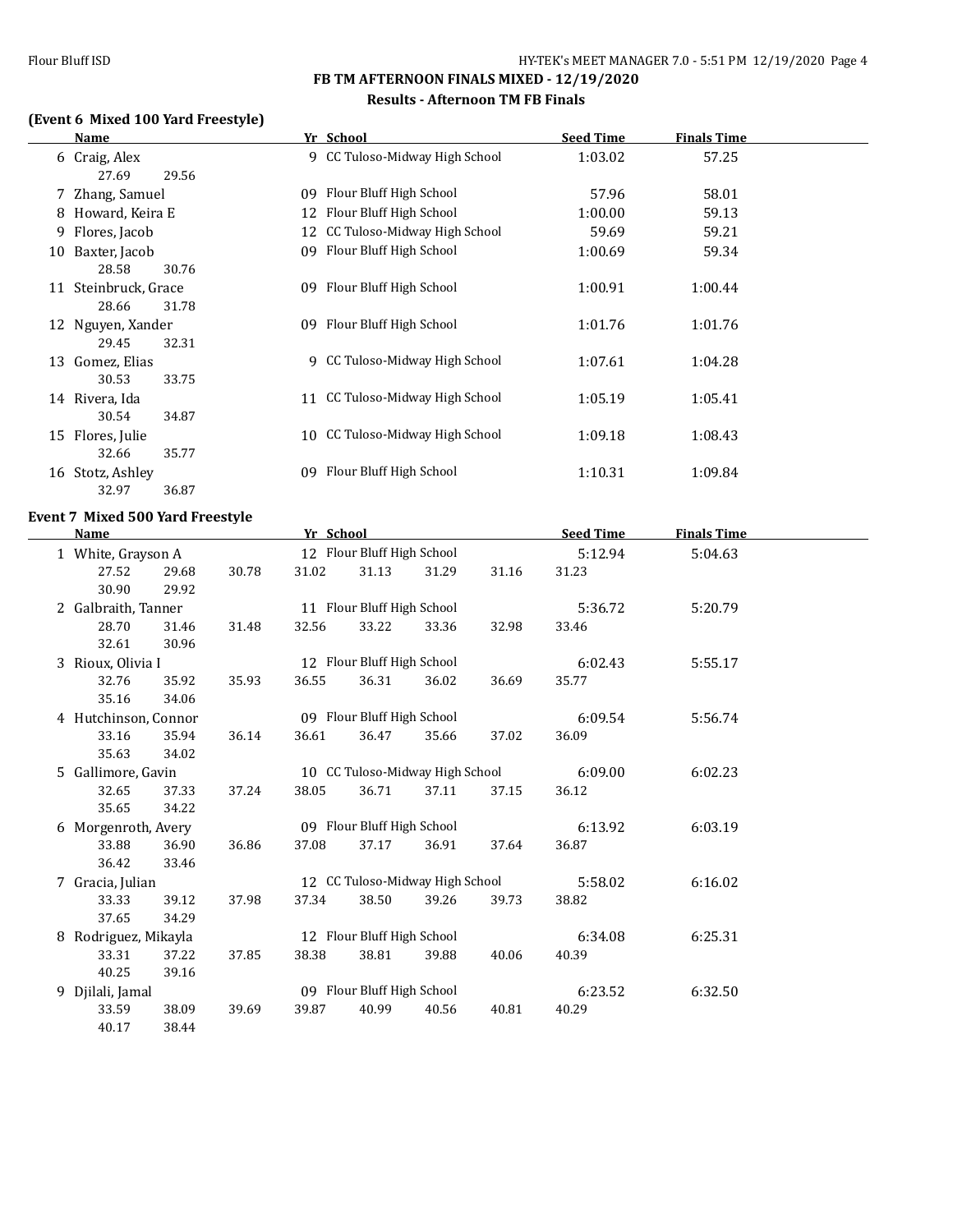## FB TM AFTERNOON FINALS MIXED - 12/19/2020

### Results - Afternoon TM FB Finals

### (Event 6 Mixed 100 Yard Freestyle)

| | Name | Yr | School | Seed Time | Finals Time |
|---|---|---|---|---|---|
| 6 | Craig, Alex | 9 | CC Tuloso-Midway High School | 1:03.02 | 57.25 |
| | 27.69 29.56 | | | | |
| 7 | Zhang, Samuel | 09 | Flour Bluff High School | 57.96 | 58.01 |
| 8 | Howard, Keira E | 12 | Flour Bluff High School | 1:00.00 | 59.13 |
| 9 | Flores, Jacob | 12 | CC Tuloso-Midway High School | 59.69 | 59.21 |
| 10 | Baxter, Jacob | 09 | Flour Bluff High School | 1:00.69 | 59.34 |
| | 28.58 30.76 | | | | |
| 11 | Steinbruck, Grace | 09 | Flour Bluff High School | 1:00.91 | 1:00.44 |
| | 28.66 31.78 | | | | |
| 12 | Nguyen, Xander | 09 | Flour Bluff High School | 1:01.76 | 1:01.76 |
| | 29.45 32.31 | | | | |
| 13 | Gomez, Elias | 9 | CC Tuloso-Midway High School | 1:07.61 | 1:04.28 |
| | 30.53 33.75 | | | | |
| 14 | Rivera, Ida | 11 | CC Tuloso-Midway High School | 1:05.19 | 1:05.41 |
| | 30.54 34.87 | | | | |
| 15 | Flores, Julie | 10 | CC Tuloso-Midway High School | 1:09.18 | 1:08.43 |
| | 32.66 35.77 | | | | |
| 16 | Stotz, Ashley | 09 | Flour Bluff High School | 1:10.31 | 1:09.84 |
| | 32.97 36.87 | | | | |

### Event 7 Mixed 500 Yard Freestyle

| | Name | Yr | School | Seed Time | Finals Time |
|---|---|---|---|---|---|
| 1 | White, Grayson A | 12 | Flour Bluff High School | 5:12.94 | 5:04.63 |
| | 27.52 29.68 30.78 31.02 31.13 31.29 31.16 31.23 30.90 29.92 | | | | |
| 2 | Galbraith, Tanner | 11 | Flour Bluff High School | 5:36.72 | 5:20.79 |
| | 28.70 31.46 31.48 32.56 33.22 33.36 32.98 33.46 32.61 30.96 | | | | |
| 3 | Rioux, Olivia I | 12 | Flour Bluff High School | 6:02.43 | 5:55.17 |
| | 32.76 35.92 35.93 36.55 36.31 36.02 36.69 35.77 35.16 34.06 | | | | |
| 4 | Hutchinson, Connor | 09 | Flour Bluff High School | 6:09.54 | 5:56.74 |
| | 33.16 35.94 36.14 36.61 36.47 35.66 37.02 36.09 35.63 34.02 | | | | |
| 5 | Gallimore, Gavin | 10 | CC Tuloso-Midway High School | 6:09.00 | 6:02.23 |
| | 32.65 37.33 37.24 38.05 36.71 37.11 37.15 36.12 35.65 34.22 | | | | |
| 6 | Morgenroth, Avery | 09 | Flour Bluff High School | 6:13.92 | 6:03.19 |
| | 33.88 36.90 36.86 37.08 37.17 36.91 37.64 36.87 36.42 33.46 | | | | |
| 7 | Gracia, Julian | 12 | CC Tuloso-Midway High School | 5:58.02 | 6:16.02 |
| | 33.33 39.12 37.98 37.34 38.50 39.26 39.73 38.82 37.65 34.29 | | | | |
| 8 | Rodriguez, Mikayla | 12 | Flour Bluff High School | 6:34.08 | 6:25.31 |
| | 33.31 37.22 37.85 38.38 38.81 39.88 40.06 40.39 40.25 39.16 | | | | |
| 9 | Djilali, Jamal | 09 | Flour Bluff High School | 6:23.52 | 6:32.50 |
| | 33.59 38.09 39.69 39.87 40.99 40.56 40.81 40.29 40.17 38.44 | | | | |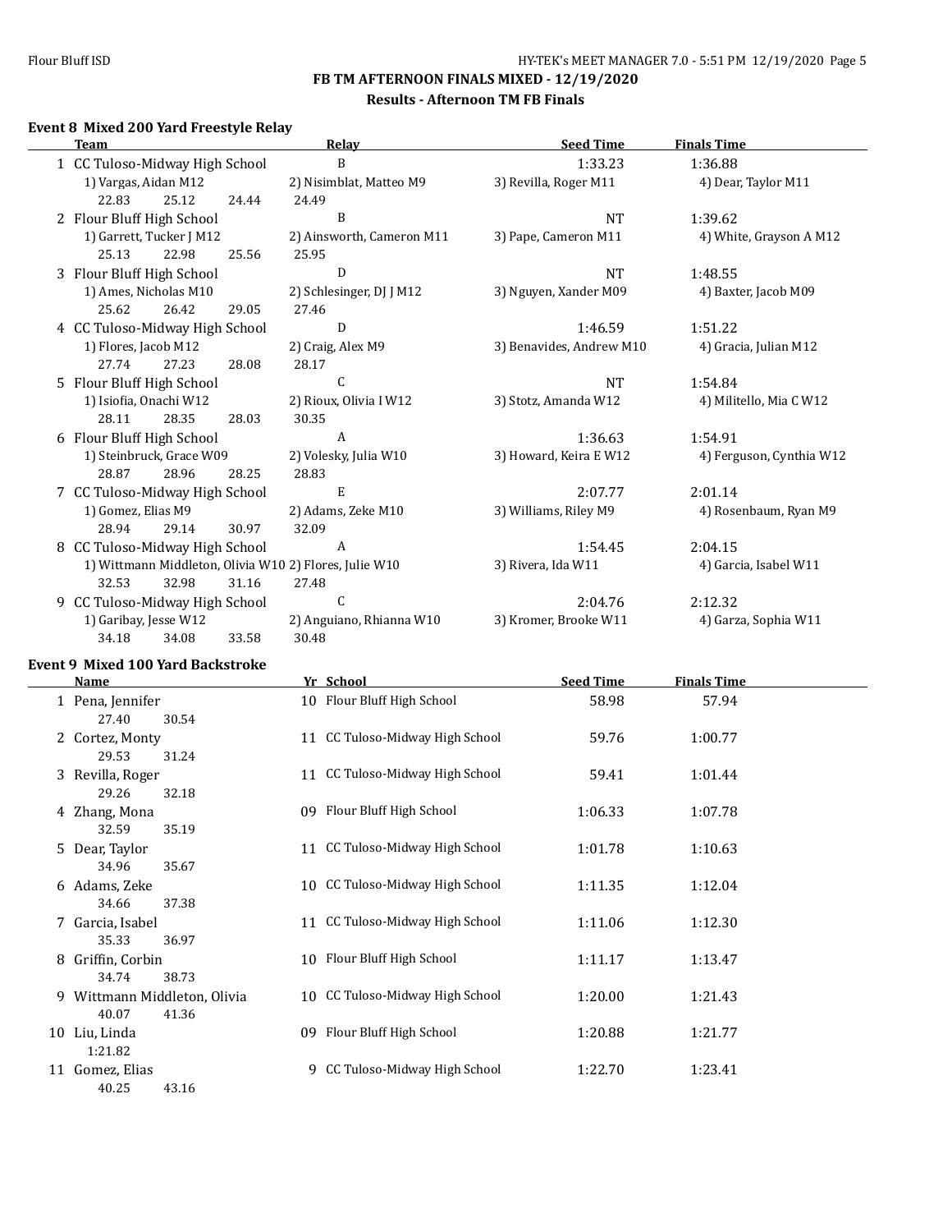# FB TM AFTERNOON FINALS MIXED - 12/19/2020

## Results - Afternoon TM FB Finals

### Event 8 Mixed 200 Yard Freestyle Relay

| | Team | Relay | Seed Time | Finals Time |
|---|---|---|---|---|
| 1 | CC Tuloso-Midway High School | B | 1:33.23 | 1:36.88 |
| | 1) Vargas, Aidan M12 | 2) Nisimblat, Matteo M9 | 3) Revilla, Roger M11 | 4) Dear, Taylor M11 |
| | 22.83 25.12 24.44 | 24.49 | | |
| 2 | Flour Bluff High School | B | NT | 1:39.62 |
| | 1) Garrett, Tucker J M12 | 2) Ainsworth, Cameron M11 | 3) Pape, Cameron M11 | 4) White, Grayson A M12 |
| | 25.13 22.98 25.56 | 25.95 | | |
| 3 | Flour Bluff High School | D | NT | 1:48.55 |
| | 1) Ames, Nicholas M10 | 2) Schlesinger, DJ J M12 | 3) Nguyen, Xander M09 | 4) Baxter, Jacob M09 |
| | 25.62 26.42 29.05 | 27.46 | | |
| 4 | CC Tuloso-Midway High School | D | 1:46.59 | 1:51.22 |
| | 1) Flores, Jacob M12 | 2) Craig, Alex M9 | 3) Benavides, Andrew M10 | 4) Gracia, Julian M12 |
| | 27.74 27.23 28.08 | 28.17 | | |
| 5 | Flour Bluff High School | C | NT | 1:54.84 |
| | 1) Isiofia, Onachi W12 | 2) Rioux, Olivia I W12 | 3) Stotz, Amanda W12 | 4) Militello, Mia C W12 |
| | 28.11 28.35 28.03 | 30.35 | | |
| 6 | Flour Bluff High School | A | 1:36.63 | 1:54.91 |
| | 1) Steinbruck, Grace W09 | 2) Volesky, Julia W10 | 3) Howard, Keira E W12 | 4) Ferguson, Cynthia W12 |
| | 28.87 28.96 28.25 | 28.83 | | |
| 7 | CC Tuloso-Midway High School | E | 2:07.77 | 2:01.14 |
| | 1) Gomez, Elias M9 | 2) Adams, Zeke M10 | 3) Williams, Riley M9 | 4) Rosenbaum, Ryan M9 |
| | 28.94 29.14 30.97 | 32.09 | | |
| 8 | CC Tuloso-Midway High School | A | 1:54.45 | 2:04.15 |
| | 1) Wittmann Middleton, Olivia W10 | 2) Flores, Julie W10 | 3) Rivera, Ida W11 | 4) Garcia, Isabel W11 |
| | 32.53 32.98 31.16 | 27.48 | | |
| 9 | CC Tuloso-Midway High School | C | 2:04.76 | 2:12.32 |
| | 1) Garibay, Jesse W12 | 2) Anguiano, Rhianna W10 | 3) Kromer, Brooke W11 | 4) Garza, Sophia W11 |
| | 34.18 34.08 33.58 | 30.48 | | |

### Event 9 Mixed 100 Yard Backstroke

| | Name | Yr | School | Seed Time | Finals Time |
|---|---|---|---|---|---|
| 1 | Pena, Jennifer | 10 | Flour Bluff High School | 58.98 | 57.94 |
| | 27.40 30.54 | | | | |
| 2 | Cortez, Monty | 11 | CC Tuloso-Midway High School | 59.76 | 1:00.77 |
| | 29.53 31.24 | | | | |
| 3 | Revilla, Roger | 11 | CC Tuloso-Midway High School | 59.41 | 1:01.44 |
| | 29.26 32.18 | | | | |
| 4 | Zhang, Mona | 09 | Flour Bluff High School | 1:06.33 | 1:07.78 |
| | 32.59 35.19 | | | | |
| 5 | Dear, Taylor | 11 | CC Tuloso-Midway High School | 1:01.78 | 1:10.63 |
| | 34.96 35.67 | | | | |
| 6 | Adams, Zeke | 10 | CC Tuloso-Midway High School | 1:11.35 | 1:12.04 |
| | 34.66 37.38 | | | | |
| 7 | Garcia, Isabel | 11 | CC Tuloso-Midway High School | 1:11.06 | 1:12.30 |
| | 35.33 36.97 | | | | |
| 8 | Griffin, Corbin | 10 | Flour Bluff High School | 1:11.17 | 1:13.47 |
| | 34.74 38.73 | | | | |
| 9 | Wittmann Middleton, Olivia | 10 | CC Tuloso-Midway High School | 1:20.00 | 1:21.43 |
| | 40.07 41.36 | | | | |
| 10 | Liu, Linda | 09 | Flour Bluff High School | 1:20.88 | 1:21.77 |
| | 1:21.82 | | | | |
| 11 | Gomez, Elias | 9 | CC Tuloso-Midway High School | 1:22.70 | 1:23.41 |
| | 40.25 43.16 | | | | |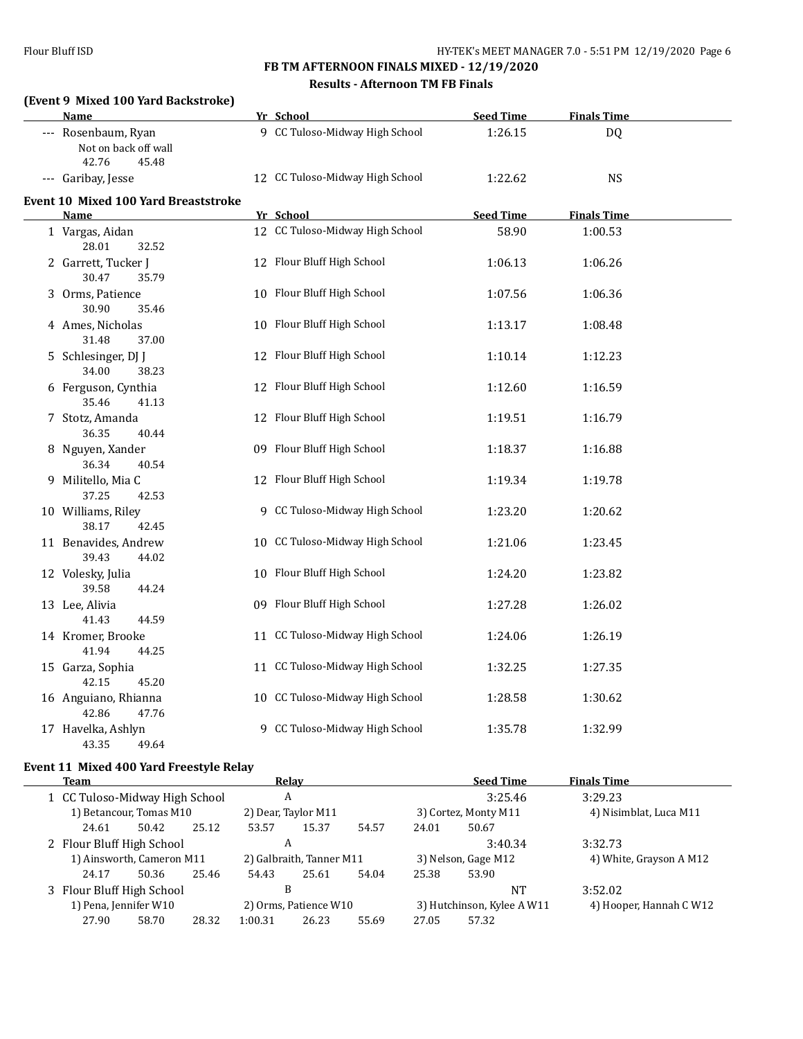## FB TM AFTERNOON FINALS MIXED - 12/19/2020

### Results - Afternoon TM FB Finals

### (Event 9 Mixed 100 Yard Backstroke)

| | Name | Yr | School | Seed Time | Finals Time |
|---|---|---|---|---|---|
| --- | Rosenbaum, Ryan | 9 | CC Tuloso-Midway High School | 1:26.15 | DQ |
| | Not on back off wall | | | | |
| | 42.76 45.48 | | | | |
| --- | Garibay, Jesse | 12 | CC Tuloso-Midway High School | 1:22.62 | NS |

### Event 10 Mixed 100 Yard Breaststroke

| | Name | Yr | School | Seed Time | Finals Time |
|---|---|---|---|---|---|
| 1 | Vargas, Aidan | 12 | CC Tuloso-Midway High School | 58.90 | 1:00.53 |
| | 28.01 32.52 | | | | |
| 2 | Garrett, Tucker J | 12 | Flour Bluff High School | 1:06.13 | 1:06.26 |
| | 30.47 35.79 | | | | |
| 3 | Orms, Patience | 10 | Flour Bluff High School | 1:07.56 | 1:06.36 |
| | 30.90 35.46 | | | | |
| 4 | Ames, Nicholas | 10 | Flour Bluff High School | 1:13.17 | 1:08.48 |
| | 31.48 37.00 | | | | |
| 5 | Schlesinger, DJ J | 12 | Flour Bluff High School | 1:10.14 | 1:12.23 |
| | 34.00 38.23 | | | | |
| 6 | Ferguson, Cynthia | 12 | Flour Bluff High School | 1:12.60 | 1:16.59 |
| | 35.46 41.13 | | | | |
| 7 | Stotz, Amanda | 12 | Flour Bluff High School | 1:19.51 | 1:16.79 |
| | 36.35 40.44 | | | | |
| 8 | Nguyen, Xander | 09 | Flour Bluff High School | 1:18.37 | 1:16.88 |
| | 36.34 40.54 | | | | |
| 9 | Militello, Mia C | 12 | Flour Bluff High School | 1:19.34 | 1:19.78 |
| | 37.25 42.53 | | | | |
| 10 | Williams, Riley | 9 | CC Tuloso-Midway High School | 1:23.20 | 1:20.62 |
| | 38.17 42.45 | | | | |
| 11 | Benavides, Andrew | 10 | CC Tuloso-Midway High School | 1:21.06 | 1:23.45 |
| | 39.43 44.02 | | | | |
| 12 | Volesky, Julia | 10 | Flour Bluff High School | 1:24.20 | 1:23.82 |
| | 39.58 44.24 | | | | |
| 13 | Lee, Alivia | 09 | Flour Bluff High School | 1:27.28 | 1:26.02 |
| | 41.43 44.59 | | | | |
| 14 | Kromer, Brooke | 11 | CC Tuloso-Midway High School | 1:24.06 | 1:26.19 |
| | 41.94 44.25 | | | | |
| 15 | Garza, Sophia | 11 | CC Tuloso-Midway High School | 1:32.25 | 1:27.35 |
| | 42.15 45.20 | | | | |
| 16 | Anguiano, Rhianna | 10 | CC Tuloso-Midway High School | 1:28.58 | 1:30.62 |
| | 42.86 47.76 | | | | |
| 17 | Havelka, Ashlyn | 9 | CC Tuloso-Midway High School | 1:35.78 | 1:32.99 |
| | 43.35 49.64 | | | | |

### Event 11 Mixed 400 Yard Freestyle Relay

| | Team | Relay | Seed Time | Finals Time |
|---|---|---|---|---|
| 1 | CC Tuloso-Midway High School | A | 3:25.46 | 3:29.23 |
| | 1) Betancour, Tomas M10 | 2) Dear, Taylor M11 | 3) Cortez, Monty M11 | 4) Nisimblat, Luca M11 |
| | 24.61 50.42 25.12 53.57 | 15.37 54.57 | 24.01 50.67 | |
| 2 | Flour Bluff High School | A | 3:40.34 | 3:32.73 |
| | 1) Ainsworth, Cameron M11 | 2) Galbraith, Tanner M11 | 3) Nelson, Gage M12 | 4) White, Grayson A M12 |
| | 24.17 50.36 25.46 54.43 | 25.61 54.04 | 25.38 53.90 | |
| 3 | Flour Bluff High School | B | NT | 3:52.02 |
| | 1) Pena, Jennifer W10 | 2) Orms, Patience W10 | 3) Hutchinson, Kylee A W11 | 4) Hooper, Hannah C W12 |
| | 27.90 58.70 28.32 1:00.31 | 26.23 55.69 | 27.05 57.32 | |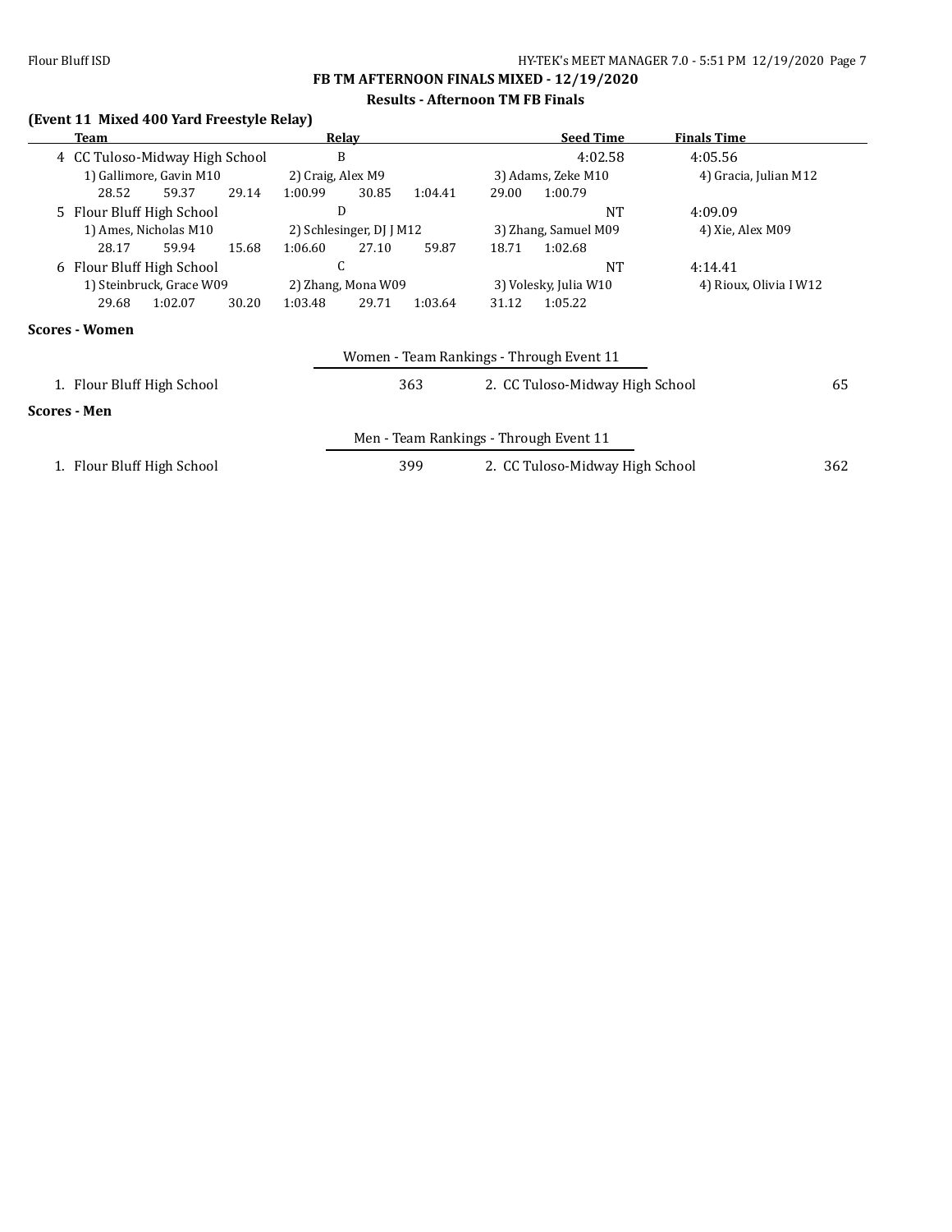**FB TM AFTERNOON FINALS MIXED - 12/19/2020**

**Results - Afternoon TM FB Finals**

**(Event 11 Mixed 400 Yard Freestyle Relay)**

| Team | Relay | Seed Time | Finals Time |
|---|---|---|---|
| 4 CC Tuloso-Midway High School | B | 4:02.58 | 4:05.56 |
| 1) Gallimore, Gavin M10 | 2) Craig, Alex M9 | 3) Adams, Zeke M10 | 4) Gracia, Julian M12 |
| 28.52 59.37 29.14 1:00.99 | 30.85 1:04.41 | 29.00 1:00.79 | |
| 5 Flour Bluff High School | D | NT | 4:09.09 |
| 1) Ames, Nicholas M10 | 2) Schlesinger, DJ J M12 | 3) Zhang, Samuel M09 | 4) Xie, Alex M09 |
| 28.17 59.94 15.68 1:06.60 | 27.10 59.87 | 18.71 1:02.68 | |
| 6 Flour Bluff High School | C | NT | 4:14.41 |
| 1) Steinbruck, Grace W09 | 2) Zhang, Mona W09 | 3) Volesky, Julia W10 | 4) Rioux, Olivia I W12 |
| 29.68 1:02.07 30.20 1:03.48 | 29.71 1:03.64 | 31.12 1:05.22 | |

**Scores - Women**

Women - Team Rankings - Through Event 11

| | | | |
|---|---|---|---|
| 1. Flour Bluff High School | 363 | 2. CC Tuloso-Midway High School | 65 |

**Scores - Men**

Men - Team Rankings - Through Event 11

| | | | |
|---|---|---|---|
| 1. Flour Bluff High School | 399 | 2. CC Tuloso-Midway High School | 362 |